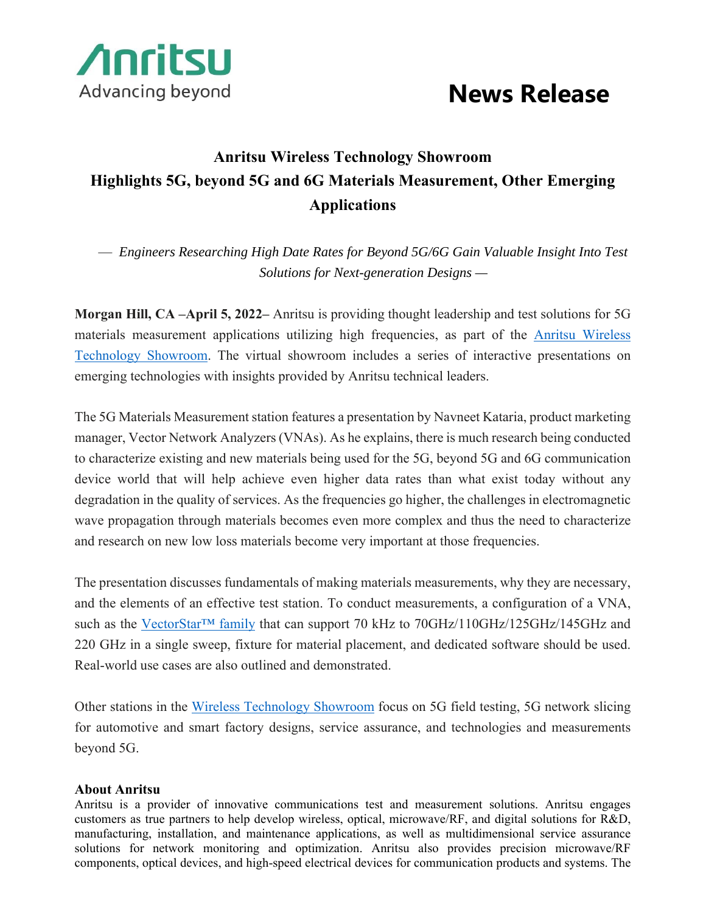Anritsu
Advancing beyond

# News Release

## Anritsu Wireless Technology Showroom
## Highlights 5G, beyond 5G and 6G Materials Measurement, Other Emerging Applications

— *Engineers Researching High Date Rates for Beyond 5G/6G Gain Valuable Insight Into Test Solutions for Next-generation Designs* —

**Morgan Hill, CA –April 5, 2022–** Anritsu is providing thought leadership and test solutions for 5G materials measurement applications utilizing high frequencies, as part of the Anritsu Wireless Technology Showroom. The virtual showroom includes a series of interactive presentations on emerging technologies with insights provided by Anritsu technical leaders.

The 5G Materials Measurement station features a presentation by Navneet Kataria, product marketing manager, Vector Network Analyzers (VNAs). As he explains, there is much research being conducted to characterize existing and new materials being used for the 5G, beyond 5G and 6G communication device world that will help achieve even higher data rates than what exist today without any degradation in the quality of services. As the frequencies go higher, the challenges in electromagnetic wave propagation through materials becomes even more complex and thus the need to characterize and research on new low loss materials become very important at those frequencies.

The presentation discusses fundamentals of making materials measurements, why they are necessary, and the elements of an effective test station. To conduct measurements, a configuration of a VNA, such as the VectorStar™ family that can support 70 kHz to 70GHz/110GHz/125GHz/145GHz and 220 GHz in a single sweep, fixture for material placement, and dedicated software should be used. Real-world use cases are also outlined and demonstrated.

Other stations in the Wireless Technology Showroom focus on 5G field testing, 5G network slicing for automotive and smart factory designs, service assurance, and technologies and measurements beyond 5G.

**About Anritsu**
Anritsu is a provider of innovative communications test and measurement solutions. Anritsu engages customers as true partners to help develop wireless, optical, microwave/RF, and digital solutions for R&D, manufacturing, installation, and maintenance applications, as well as multidimensional service assurance solutions for network monitoring and optimization. Anritsu also provides precision microwave/RF components, optical devices, and high-speed electrical devices for communication products and systems. The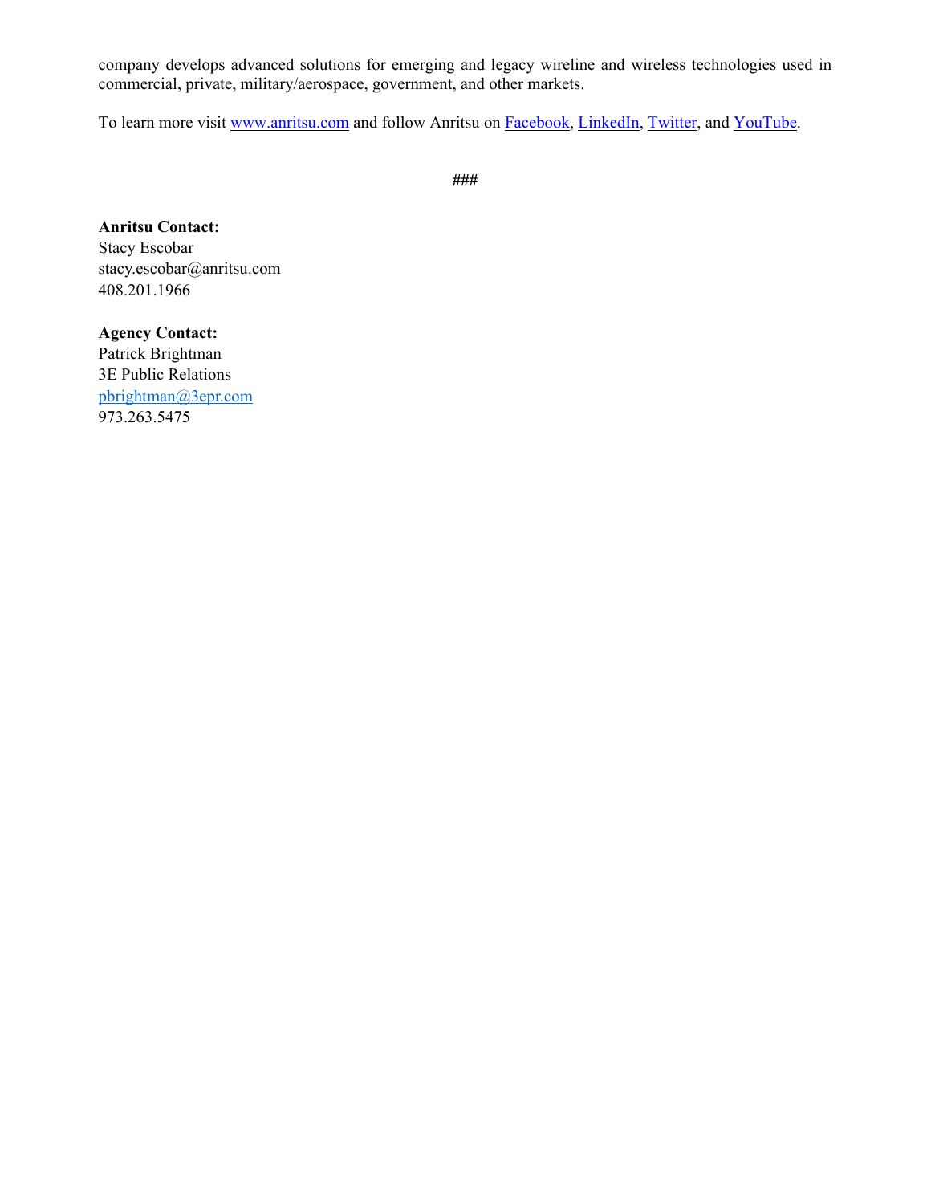company develops advanced solutions for emerging and legacy wireline and wireless technologies used in commercial, private, military/aerospace, government, and other markets.

To learn more visit www.anritsu.com and follow Anritsu on Facebook, LinkedIn, Twitter, and YouTube.

###

**Anritsu Contact:**
Stacy Escobar
stacy.escobar@anritsu.com
408.201.1966

**Agency Contact:**
Patrick Brightman
3E Public Relations
pbrightman@3epr.com
973.263.5475